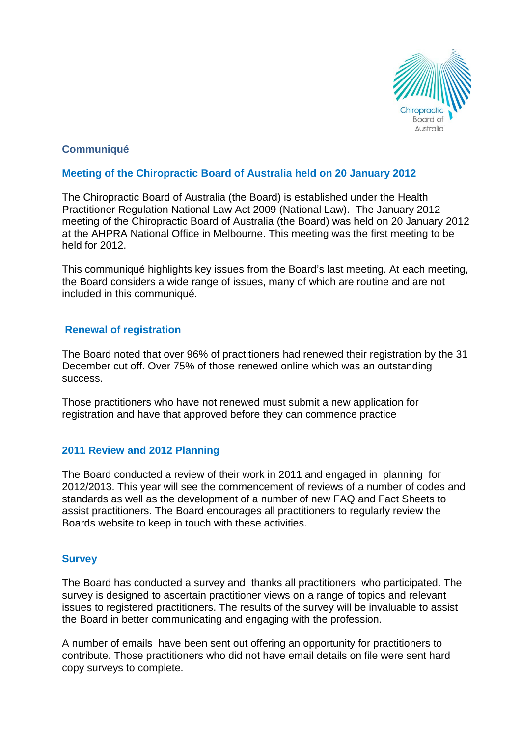# Communiqué

## Meeting of the Chiropractic Board of Australia held on 20 January 2012

The Chiropractic Board of Australia (the Board) is established under the Health Practitioner Regulation National Law Act 2009 (National Law). The January 2012 meeting of the Chiropractic Board of Australia (the Board) was held on 20 January 2012 at the AHPRA National Office in Melbourne. This meeting was the first meeting to be held for 2012.

This communiqué highlights key issues from the Board's last meeting. At each meeting, the Board considers a wide range of issues, many of which are routine and are not included in this communiqué.

### Renewal of registration

The Board noted that over 96% of practitioners had renewed their registration by the 31 December cut off. Over 75% of those renewed online which was an outstanding success.

Those practitioners who have not renewed must submit a new application for registration and have that approved before they can commence practice

### 2011 Review and 2012 Planning

The Board conducted a review of their work in 2011 and engaged in planning for 2012/2013. This year will see the commencement of reviews of a number of codes and standards as well as the development of a number of new FAQ and Fact Sheets to assist practitioners. The Board encourages all practitioners to regularly review the Boards website to keep in touch with these activities.

### Survey

The Board has conducted a survey and thanks all practitioners who participated. The survey is designed to ascertain practitioner views on a range of topics and relevant issues to registered practitioners. The results of the survey will be invaluable to assist the Board in better communicating and engaging with the profession.

A number of emails have been sent out offering an opportunity for practitioners to contribute. Those practitioners who did not have email details on file were sent hard copy surveys to complete.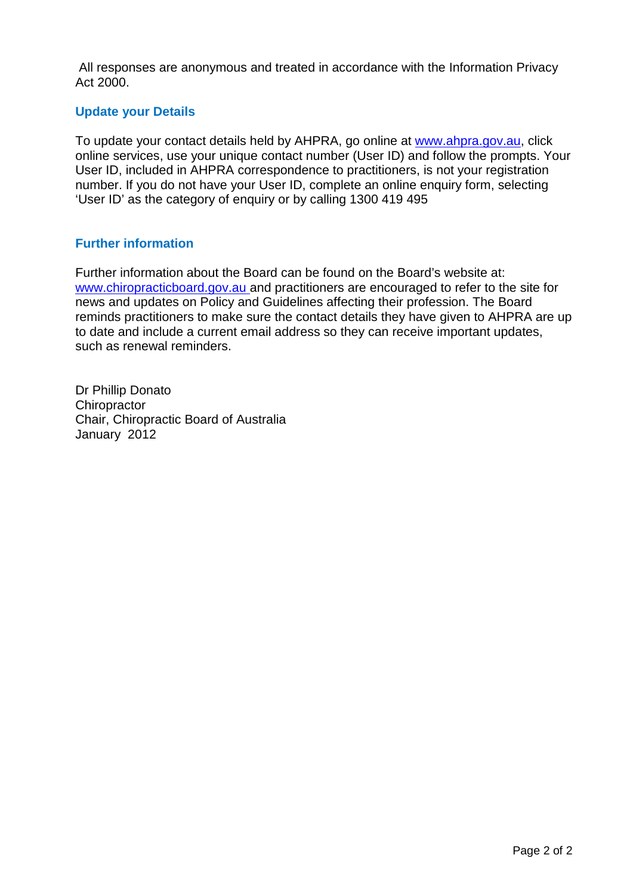All responses are anonymous and treated in accordance with the Information Privacy Act 2000.

## Update your Details

To update your contact details held by AHPRA, go online at www.ahpra.gov.au, click online services, use your unique contact number (User ID) and follow the prompts. Your User ID, included in AHPRA correspondence to practitioners, is not your registration number. If you do not have your User ID, complete an online enquiry form, selecting 'User ID' as the category of enquiry or by calling 1300 419 495

## Further information

Further information about the Board can be found on the Board's website at: www.chiropracticboard.gov.au and practitioners are encouraged to refer to the site for news and updates on Policy and Guidelines affecting their profession. The Board reminds practitioners to make sure the contact details they have given to AHPRA are up to date and include a current email address so they can receive important updates, such as renewal reminders.

Dr Phillip Donato
Chiropractor
Chair, Chiropractic Board of Australia
January 2012